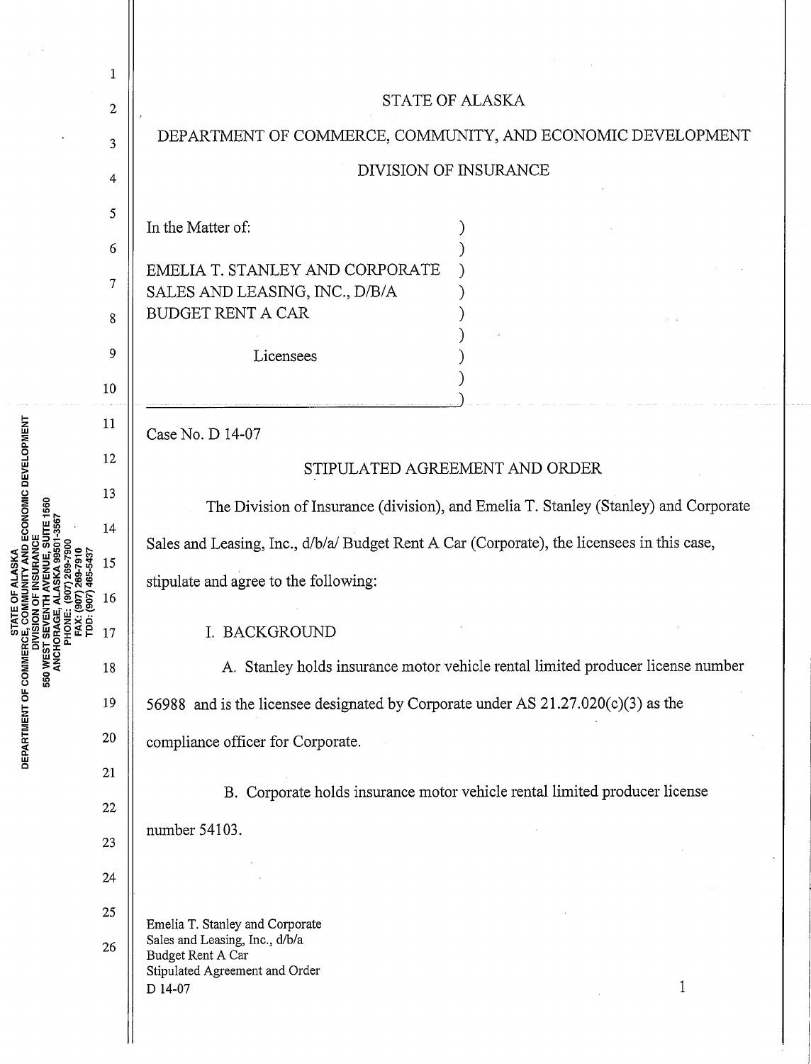STATE OF ALASKA

DEPARTMENT OF COMMERCE, COMMUNITY, AND ECONOMIC DEVELOPMENT

DIVISION OF INSURANCE

In the Matter of:

EMELIA T. STANLEY AND CORPORATE SALES AND LEASING, INC., D/B/A BUDGET RENT A CAR

Licensees

Case No. D 14-07

## STIPULATED AGREEMENT AND ORDER

The Division of Insurance (division), and Emelia T. Stanley (Stanley) and Corporate Sales and Leasing, Inc., d/b/a/ Budget Rent A Car (Corporate), the licensees in this case, stipulate and agree to the following:

### I. BACKGROUND

A. Stanley holds insurance motor vehicle rental limited producer license number 56988 and is the licensee designated by Corporate under AS 21.27.020(c)(3) as the compliance officer for Corporate.

B. Corporate holds insurance motor vehicle rental limited producer license number 54103.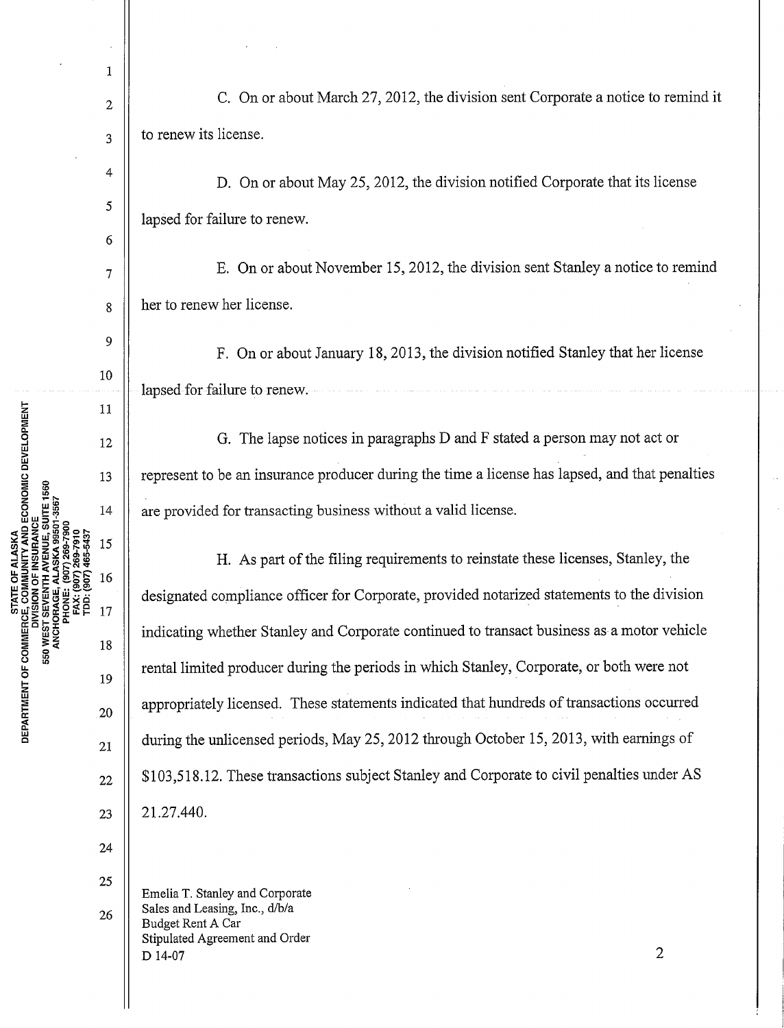C. On or about March 27, 2012, the division sent Corporate a notice to remind it to renew its license.

D. On or about May 25, 2012, the division notified Corporate that its license lapsed for failure to renew.

E. On or about November 15, 2012, the division sent Stanley a notice to remind her to renew her license.

F. On or about January 18, 2013, the division notified Stanley that her license lapsed for failure to renew.

G. The lapse notices in paragraphs D and F stated a person may not act or represent to be an insurance producer during the time a license has lapsed, and that penalties are provided for transacting business without a valid license.

H. As part of the filing requirements to reinstate these licenses, Stanley, the designated compliance officer for Corporate, provided notarized statements to the division indicating whether Stanley and Corporate continued to transact business as a motor vehicle rental limited producer during the periods in which Stanley, Corporate, or both were not appropriately licensed. These statements indicated that hundreds of transactions occurred during the unlicensed periods, May 25, 2012 through October 15, 2013, with earnings of $103,518.12. These transactions subject Stanley and Corporate to civil penalties under AS 21.27.440.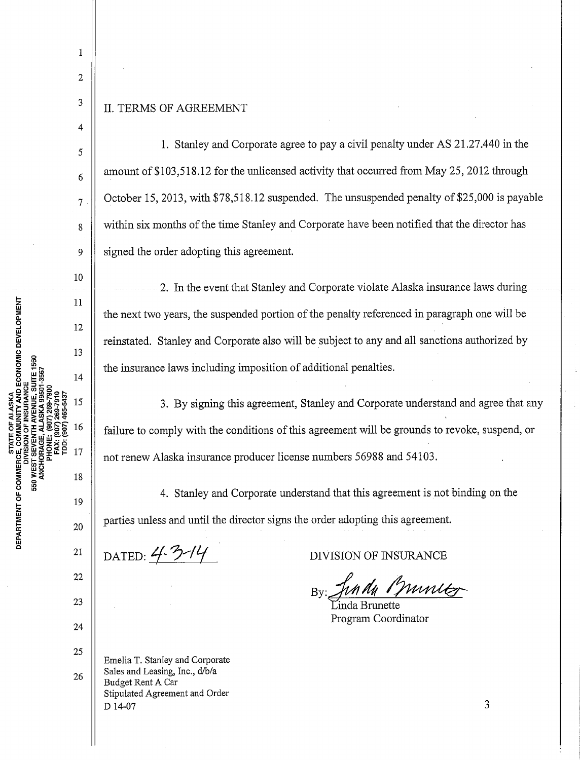## II. TERMS OF AGREEMENT

1. Stanley and Corporate agree to pay a civil penalty under AS 21.27.440 in the amount of $103,518.12 for the unlicensed activity that occurred from May 25, 2012 through October 15, 2013, with $78,518.12 suspended. The unsuspended penalty of $25,000 is payable within six months of the time Stanley and Corporate have been notified that the director has signed the order adopting this agreement.

2. In the event that Stanley and Corporate violate Alaska insurance laws during the next two years, the suspended portion of the penalty referenced in paragraph one will be reinstated. Stanley and Corporate also will be subject to any and all sanctions authorized by the insurance laws including imposition of additional penalties.

3. By signing this agreement, Stanley and Corporate understand and agree that any failure to comply with the conditions of this agreement will be grounds to revoke, suspend, or not renew Alaska insurance producer license numbers 56988 and 54103.

4. Stanley and Corporate understand that this agreement is not binding on the parties unless and until the director signs the order adopting this agreement.

DATED: 4-3-14

DIVISION OF INSURANCE

By: Linda Brunette

Linda Brunette
Program Coordinator

Emelia T. Stanley and Corporate Sales and Leasing, Inc., d/b/a Budget Rent A Car
Stipulated Agreement and Order
D 14-07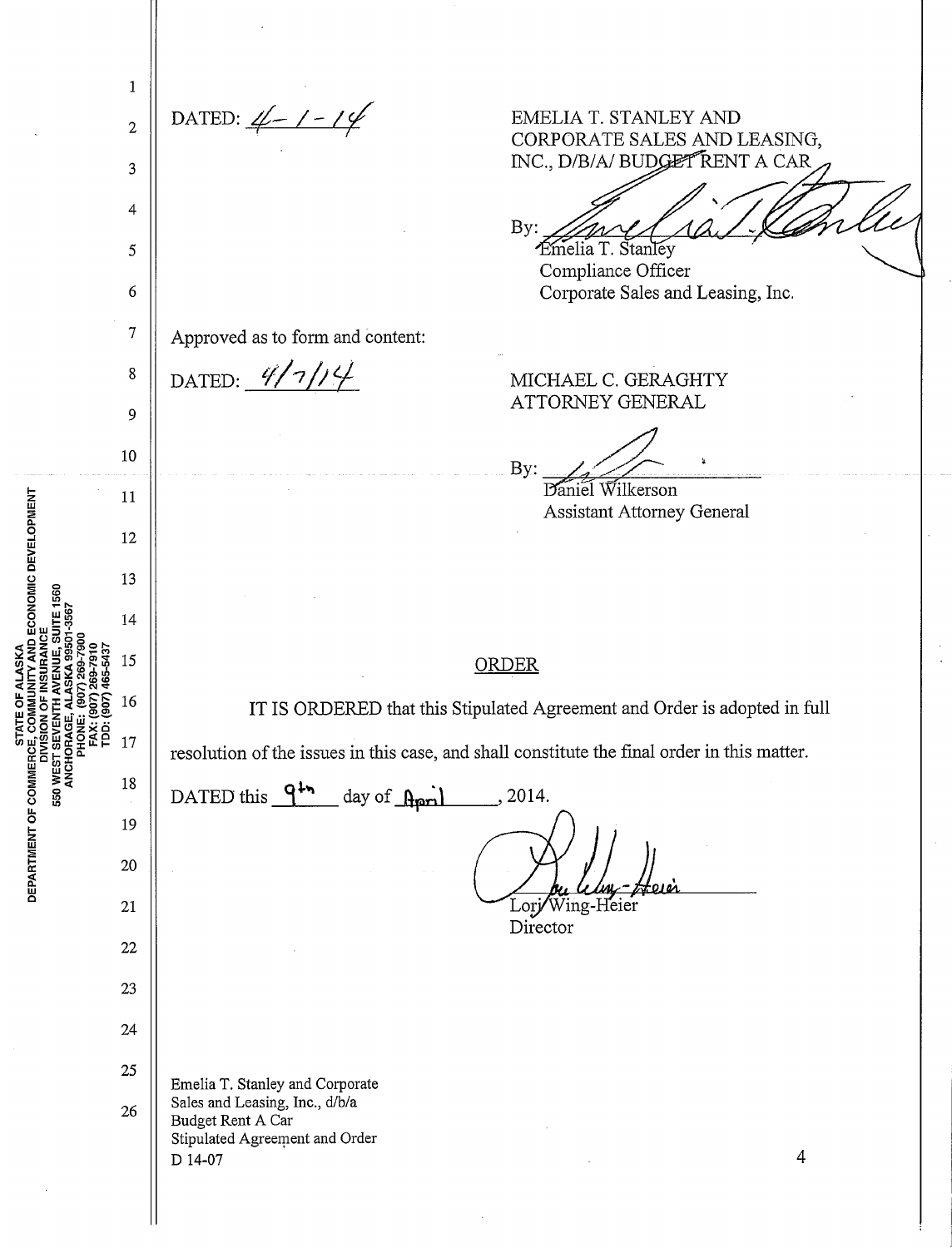DATED: 4-1-14

EMELIA T. STANLEY AND
CORPORATE SALES AND LEASING,
INC., D/B/A/ BUDGET RENT A CAR

By: ______________________
Emelia T. Stanley
Compliance Officer
Corporate Sales and Leasing, Inc.

Approved as to form and content:

DATED: 4/7/14

MICHAEL C. GERAGHTY
ATTORNEY GENERAL

By: ______________________
Daniel Wilkerson
Assistant Attorney General

## ORDER

IT IS ORDERED that this Stipulated Agreement and Order is adopted in full resolution of the issues in this case, and shall constitute the final order in this matter.

DATED this 9th day of April, 2014.

______________________
Lori Wing-Heier
Director

Emelia T. Stanley and Corporate
Sales and Leasing, Inc., d/b/a
Budget Rent A Car
Stipulated Agreement and Order
D 14-07